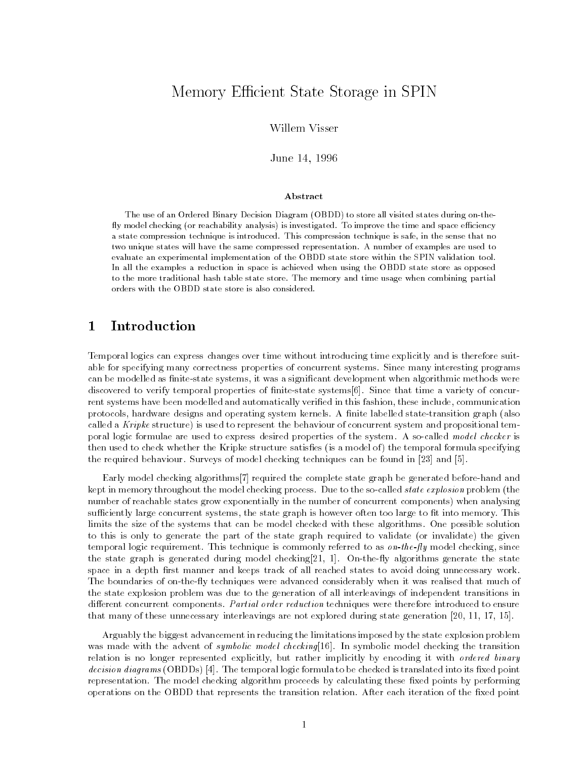# Memory Efficient State Storage in SPIN

Willem Visser

June 14, 1996

### Abstract

The use of an Ordered Binary Decision Diagram (OBDD) to store all visited states during on-the-fly model checking (or reachability analysis) is investigated. To improve the time and space efficiency a state compression technique is introduced. This compression technique is safe, in the sense that no two unique states will have the same compressed representation. A number of examples are used to evaluate an experimental implementation of the OBDD state store within the SPIN validation tool. In all the examples a reduction in space is achieved when using the OBDD state store as opposed to the more traditional hash table state store. The memory and time usage when combining partial orders with the OBDD state store is also considered.

## 1 Introduction

Temporal logics can express changes over time without introducing time explicitly and is therefore suitable for specifying many correctness properties of concurrent systems. Since many interesting programs can be modelled as finite-state systems, it was a significant development when algorithmic methods were discovered to verify temporal properties of finite-state systems[6]. Since that time a variety of concurrent systems have been modelled and automatically verified in this fashion, these include, communication protocols, hardware designs and operating system kernels. A finite labelled state-transition graph (also called a *Kripke* structure) is used to represent the behaviour of concurrent system and propositional temporal logic formulae are used to express desired properties of the system. A so-called *model checker* is then used to check whether the Kripke structure satisfies (is a model of) the temporal formula specifying the required behaviour. Surveys of model checking techniques can be found in [23] and [5].

Early model checking algorithms[7] required the complete state graph be generated before-hand and kept in memory throughout the model checking process. Due to the so-called *state explosion* problem (the number of reachable states grow exponentially in the number of concurrent components) when analysing sufficiently large concurrent systems, the state graph is however often too large to fit into memory. This limits the size of the systems that can be model checked with these algorithms. One possible solution to this is only to generate the part of the state graph required to validate (or invalidate) the given temporal logic requirement. This technique is commonly referred to as *on-the-fly* model checking, since the state graph is generated during model checking[21, 1]. On-the-fly algorithms generate the state space in a depth first manner and keeps track of all reached states to avoid doing unnecessary work. The boundaries of on-the-fly techniques were advanced considerably when it was realised that much of the state explosion problem was due to the generation of all interleavings of independent transitions in different concurrent components. *Partial order reduction* techniques were therefore introduced to ensure that many of these unnecessary interleavings are not explored during state generation [20, 11, 17, 15].

Arguably the biggest advancement in reducing the limitations imposed by the state explosion problem was made with the advent of *symbolic model checking*[16]. In symbolic model checking the transition relation is no longer represented explicitly, but rather implicitly by encoding it with *ordered binary decision diagrams* (OBDDs) [4]. The temporal logic formula to be checked is translated into its fixed point representation. The model checking algorithm proceeds by calculating these fixed points by performing operations on the OBDD that represents the transition relation. After each iteration of the fixed point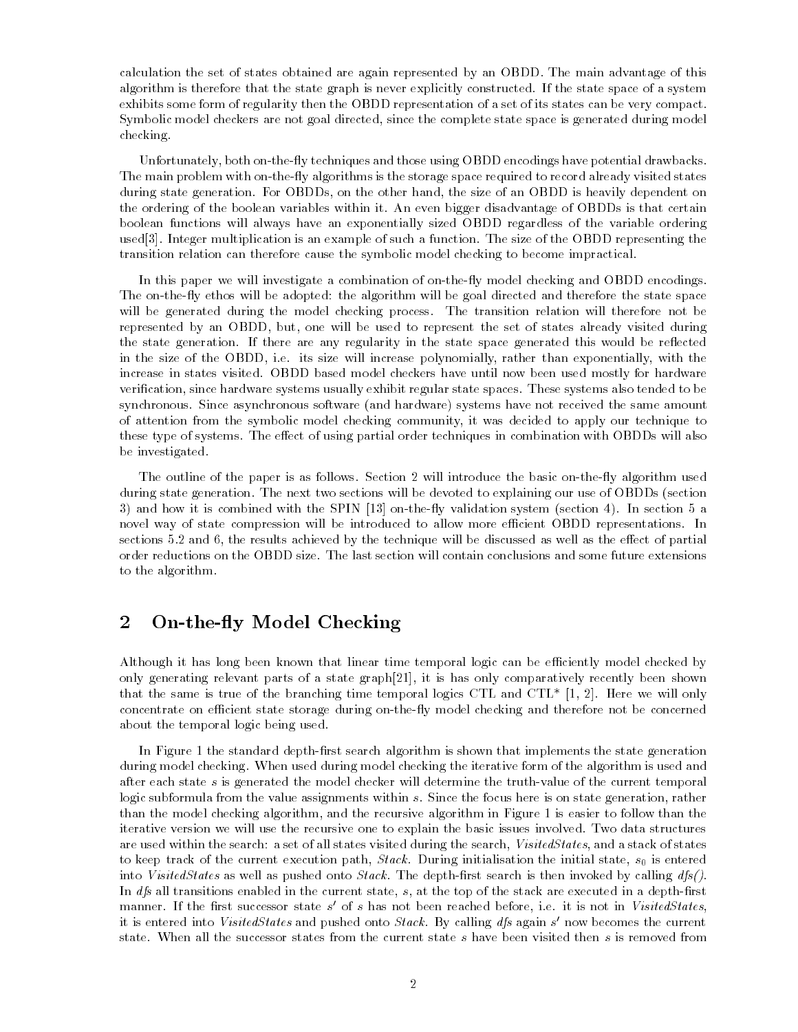calculation the set of states obtained are again represented by an OBDD. The main advantage of this algorithm is therefore that the state graph is never explicitly constructed. If the state space of a system exhibits some form of regularity then the OBDD representation of a set of its states can be very compact. Symbolic model checkers are not goal directed, since the complete state space is generated during model checking.

Unfortunately, both on-the-fly techniques and those using OBDD encodings have potential drawbacks. The main problem with on-the-fly algorithms is the storage space required to record already visited states during state generation. For OBDDs, on the other hand, the size of an OBDD is heavily dependent on the ordering of the boolean variables within it. An even bigger disadvantage of OBDDs is that certain boolean functions will always have an exponentially sized OBDD regardless of the variable ordering used[3]. Integer multiplication is an example of such a function. The size of the OBDD representing the transition relation can therefore cause the symbolic model checking to become impractical.

In this paper we will investigate a combination of on-the-fly model checking and OBDD encodings. The on-the-fly ethos will be adopted: the algorithm will be goal directed and therefore the state space will be generated during the model checking process. The transition relation will therefore not be represented by an OBDD, but, one will be used to represent the set of states already visited during the state generation. If there are any regularity in the state space generated this would be reflected in the size of the OBDD, i.e. its size will increase polynomially, rather than exponentially, with the increase in states visited. OBDD based model checkers have until now been used mostly for hardware verification, since hardware systems usually exhibit regular state spaces. These systems also tended to be synchronous. Since asynchronous software (and hardware) systems have not received the same amount of attention from the symbolic model checking community, it was decided to apply our technique to these type of systems. The effect of using partial order techniques in combination with OBDDs will also be investigated.

The outline of the paper is as follows. Section 2 will introduce the basic on-the-fly algorithm used during state generation. The next two sections will be devoted to explaining our use of OBDDs (section 3) and how it is combined with the SPIN [13] on-the-fly validation system (section 4). In section 5 a novel way of state compression will be introduced to allow more efficient OBDD representations. In sections 5.2 and 6, the results achieved by the technique will be discussed as well as the effect of partial order reductions on the OBDD size. The last section will contain conclusions and some future extensions to the algorithm.

## 2 On-the-fly Model Checking

Although it has long been known that linear time temporal logic can be efficiently model checked by only generating relevant parts of a state graph[21], it is has only comparatively recently been shown that the same is true of the branching time temporal logics CTL and CTL* [1, 2]. Here we will only concentrate on efficient state storage during on-the-fly model checking and therefore not be concerned about the temporal logic being used.

In Figure 1 the standard depth-first search algorithm is shown that implements the state generation during model checking. When used during model checking the iterative form of the algorithm is used and after each state $s$ is generated the model checker will determine the truth-value of the current temporal logic subformula from the value assignments within $s$. Since the focus here is on state generation, rather than the model checking algorithm, and the recursive algorithm in Figure 1 is easier to follow than the iterative version we will use the recursive one to explain the basic issues involved. Two data structures are used within the search: a set of all states visited during the search, *VisitedStates*, and a stack of states to keep track of the current execution path, *Stack*. During initialisation the initial state, $s_0$ is entered into *VisitedStates* as well as pushed onto *Stack*. The depth-first search is then invoked by calling *dfs()*. In *dfs* all transitions enabled in the current state, $s$, at the top of the stack are executed in a depth-first manner. If the first successor state $s'$ of $s$ has not been reached before, i.e. it is not in *VisitedStates*, it is entered into *VisitedStates* and pushed onto *Stack*. By calling *dfs* again $s'$ now becomes the current state. When all the successor states from the current state $s$ have been visited then $s$ is removed from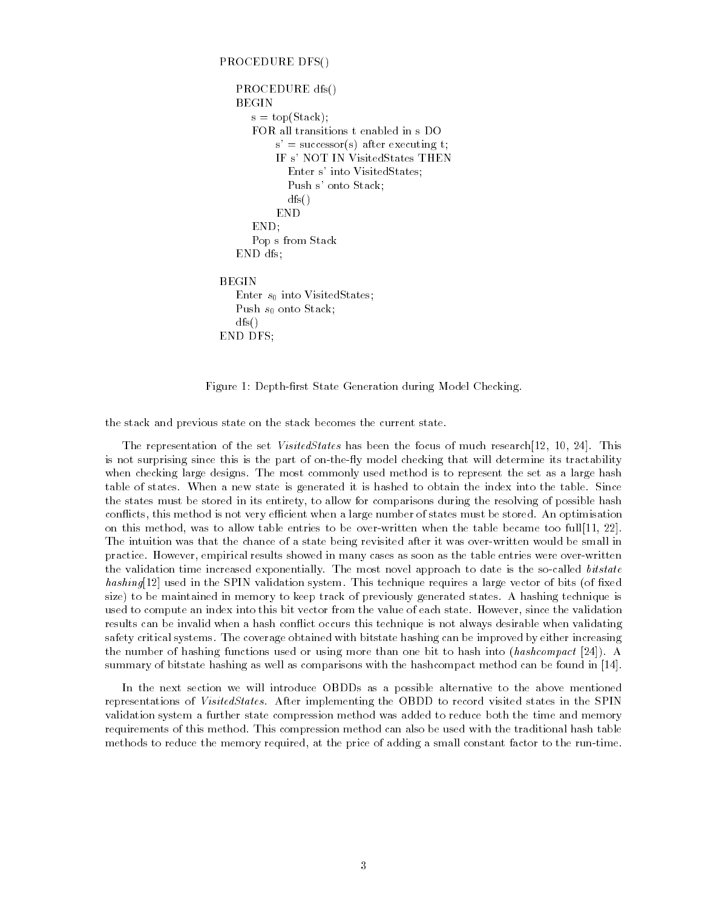```
PROCEDURE DFS()

    PROCEDURE dfs()
    BEGIN
        s = top(Stack);
        FOR all transitions t enabled in s DO
            s' = successor(s) after executing t;
            IF s' NOT IN VisitedStates THEN
                Enter s' into VisitedStates;
                Push s' onto Stack;
                dfs()
            END
        END;
        Pop s from Stack
    END dfs;

BEGIN
    Enter s0 into VisitedStates;
    Push s0 onto Stack;
    dfs()
END DFS;
```

Figure 1: Depth-first State Generation during Model Checking.

the stack and previous state on the stack becomes the current state.

The representation of the set *VisitedStates* has been the focus of much research[12, 10, 24]. This is not surprising since this is the part of on-the-fly model checking that will determine its tractability when checking large designs. The most commonly used method is to represent the set as a large hash table of states. When a new state is generated it is hashed to obtain the index into the table. Since the states must be stored in its entirety, to allow for comparisons during the resolving of possible hash conflicts, this method is not very efficient when a large number of states must be stored. An optimisation on this method, was to allow table entries to be over-written when the table became too full[11, 22]. The intuition was that the chance of a state being revisited after it was over-written would be small in practice. However, empirical results showed in many cases as soon as the table entries were over-written the validation time increased exponentially. The most novel approach to date is the so-called *bitstate hashing*[12] used in the SPIN validation system. This technique requires a large vector of bits (of fixed size) to be maintained in memory to keep track of previously generated states. A hashing technique is used to compute an index into this bit vector from the value of each state. However, since the validation results can be invalid when a hash conflict occurs this technique is not always desirable when validating safety critical systems. The coverage obtained with bitstate hashing can be improved by either increasing the number of hashing functions used or using more than one bit to hash into (*hashcompact* [24]). A summary of bitstate hashing as well as comparisons with the hashcompact method can be found in [14].

In the next section we will introduce OBDDs as a possible alternative to the above mentioned representations of *VisitedStates*. After implementing the OBDD to record visited states in the SPIN validation system a further state compression method was added to reduce both the time and memory requirements of this method. This compression method can also be used with the traditional hash table methods to reduce the memory required, at the price of adding a small constant factor to the run-time.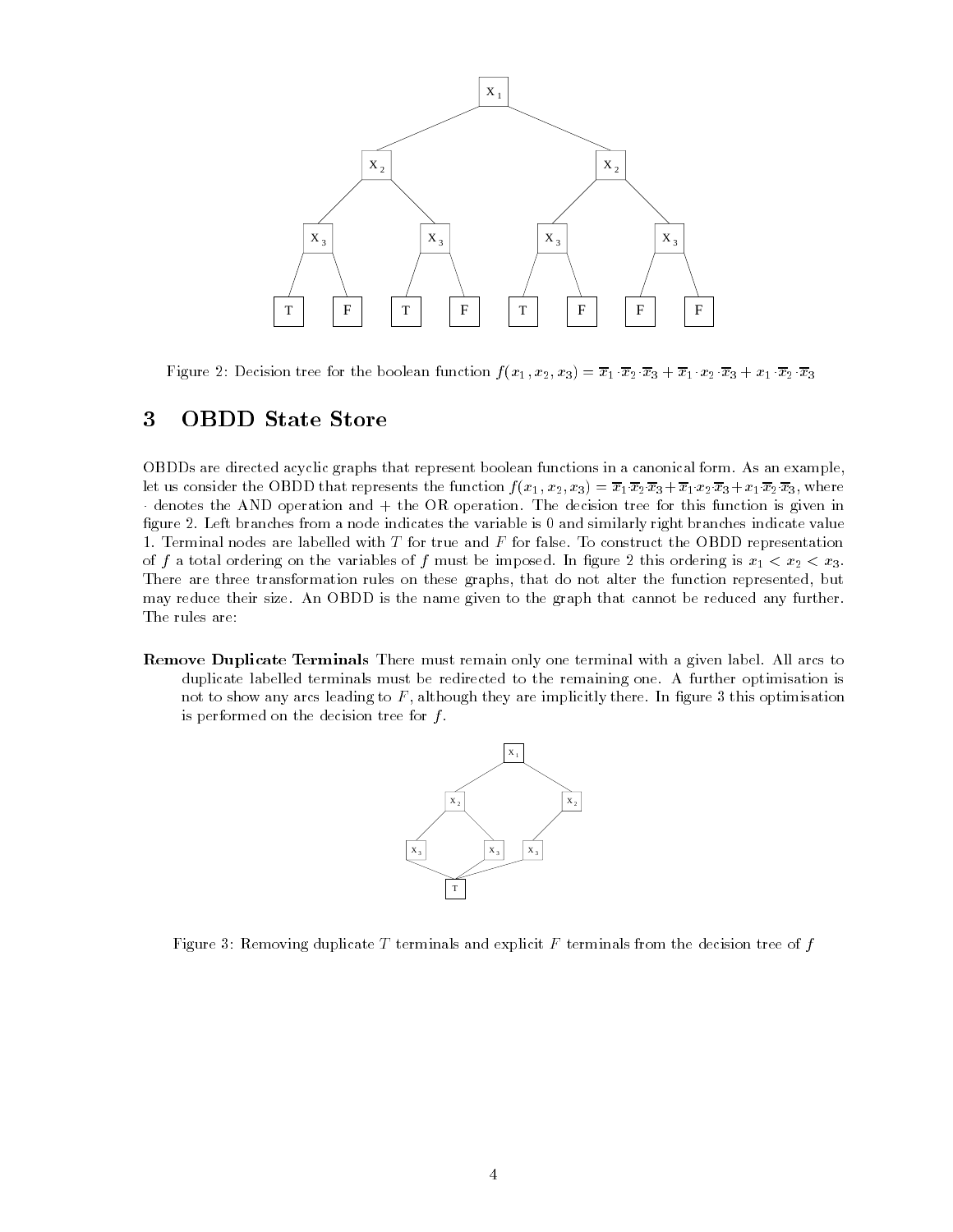Figure 2: Decision tree for the boolean function $f(x_1, x_2, x_3) = \overline{x}_1 \cdot \overline{x}_2 \cdot \overline{x}_3 + \overline{x}_1 \cdot x_2 \cdot \overline{x}_3 + x_1 \cdot \overline{x}_2 \cdot \overline{x}_3$

## 3 OBDD State Store

OBDDs are directed acyclic graphs that represent boolean functions in a canonical form. As an example, let us consider the OBDD that represents the function $f(x_1, x_2, x_3) = \overline{x}_1 \cdot \overline{x}_2 \cdot \overline{x}_3 + \overline{x}_1 \cdot x_2 \cdot \overline{x}_3 + x_1 \cdot \overline{x}_2 \cdot \overline{x}_3$, where $\cdot$ denotes the AND operation and $+$ the OR operation. The decision tree for this function is given in figure 2. Left branches from a node indicates the variable is 0 and similarly right branches indicate value 1. Terminal nodes are labelled with $T$ for true and $F$ for false. To construct the OBDD representation of $f$ a total ordering on the variables of $f$ must be imposed. In figure 2 this ordering is $x_1 < x_2 < x_3$. There are three transformation rules on these graphs, that do not alter the function represented, but may reduce their size. An OBDD is the name given to the graph that cannot be reduced any further. The rules are:

**Remove Duplicate Terminals** There must remain only one terminal with a given label. All arcs to duplicate labelled terminals must be redirected to the remaining one. A further optimisation is not to show any arcs leading to $F$, although they are implicitly there. In figure 3 this optimisation is performed on the decision tree for $f$.

Figure 3: Removing duplicate $T$ terminals and explicit $F$ terminals from the decision tree of $f$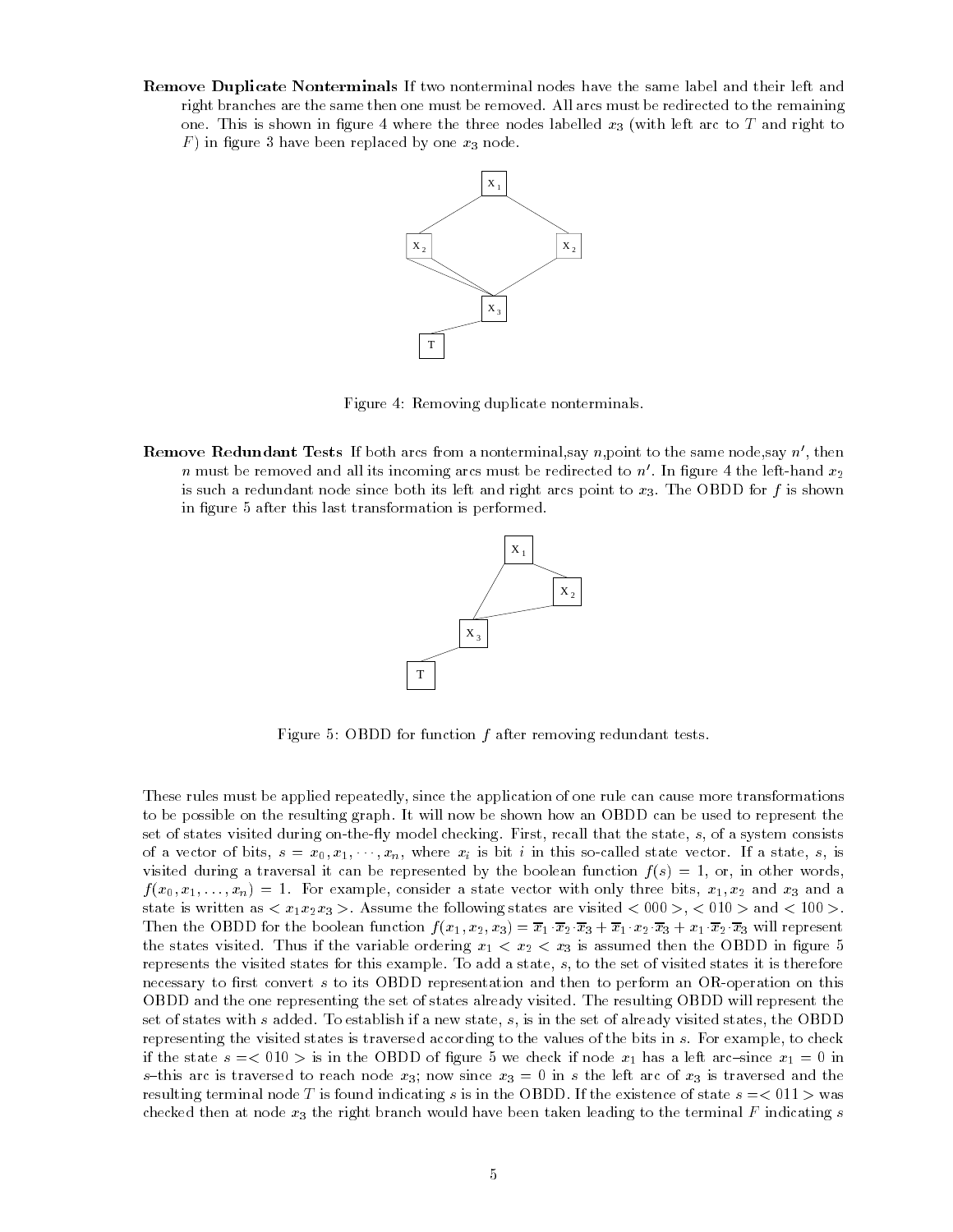**Remove Duplicate Nonterminals** If two nonterminal nodes have the same label and their left and right branches are the same then one must be removed. All arcs must be redirected to the remaining one. This is shown in figure 4 where the three nodes labelled $x_3$ (with left arc to $T$ and right to $F$) in figure 3 have been replaced by one $x_3$ node.

Figure 4: Removing duplicate nonterminals.

**Remove Redundant Tests** If both arcs from a nonterminal,say $n$,point to the same node,say $n'$, then $n$ must be removed and all its incoming arcs must be redirected to $n'$. In figure 4 the left-hand $x_2$ is such a redundant node since both its left and right arcs point to $x_3$. The OBDD for $f$ is shown in figure 5 after this last transformation is performed.

Figure 5: OBDD for function $f$ after removing redundant tests.

These rules must be applied repeatedly, since the application of one rule can cause more transformations to be possible on the resulting graph. It will now be shown how an OBDD can be used to represent the set of states visited during on-the-fly model checking. First, recall that the state, $s$, of a system consists of a vector of bits, $s = x_0, x_1, \cdots, x_n$, where $x_i$ is bit $i$ in this so-called state vector. If a state, $s$, is visited during a traversal it can be represented by the boolean function $f(s) = 1$, or, in other words, $f(x_0, x_1, \ldots, x_n) = 1$. For example, consider a state vector with only three bits, $x_1, x_2$ and $x_3$ and a state is written as $< x_1 x_2 x_3 >$. Assume the following states are visited $< 000 >$, $< 010 >$ and $< 100 >$. Then the OBDD for the boolean function $f(x_1, x_2, x_3) = \overline{x}_1 \cdot \overline{x}_2 \cdot \overline{x}_3 + \overline{x}_1 \cdot x_2 \cdot \overline{x}_3 + x_1 \cdot \overline{x}_2 \cdot \overline{x}_3$ will represent the states visited. Thus if the variable ordering $x_1 < x_2 < x_3$ is assumed then the OBDD in figure 5 represents the visited states for this example. To add a state, $s$, to the set of visited states it is therefore necessary to first convert $s$ to its OBDD representation and then to perform an OR-operation on this OBDD and the one representing the set of states already visited. The resulting OBDD will represent the set of states with $s$ added. To establish if a new state, $s$, is in the set of already visited states, the OBDD representing the visited states is traversed according to the values of the bits in $s$. For example, to check if the state $s =< 010 >$ is in the OBDD of figure 5 we check if node $x_1$ has a left arc–since $x_1 = 0$ in $s$–this arc is traversed to reach node $x_3$; now since $x_3 = 0$ in $s$ the left arc of $x_3$ is traversed and the resulting terminal node $T$ is found indicating $s$ is in the OBDD. If the existence of state $s =< 011 >$ was checked then at node $x_3$ the right branch would have been taken leading to the terminal $F$ indicating $s$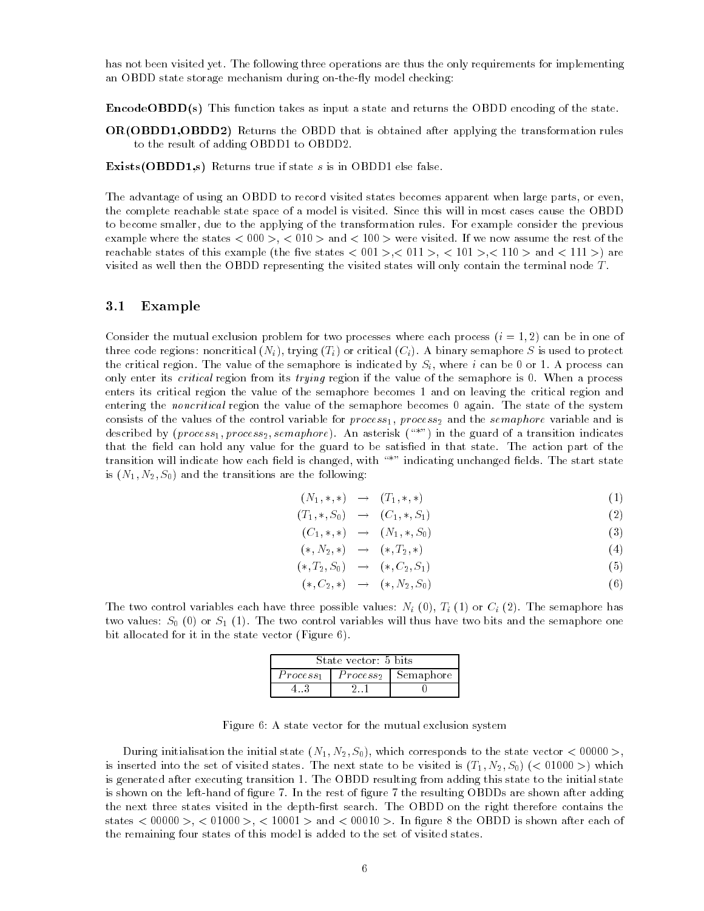has not been visited yet. The following three operations are thus the only requirements for implementing an OBDD state storage mechanism during on-the-fly model checking:

**EncodeOBDD(s)** This function takes as input a state and returns the OBDD encoding of the state.

**OR(OBDD1,OBDD2)** Returns the OBDD that is obtained after applying the transformation rules to the result of adding OBDD1 to OBDD2.

**Exists(OBDD1,s)** Returns true if state $s$ is in OBDD1 else false.

The advantage of using an OBDD to record visited states becomes apparent when large parts, or even, the complete reachable state space of a model is visited. Since this will in most cases cause the OBDD to become smaller, due to the applying of the transformation rules. For example consider the previous example where the states $< 000 >$, $< 010 >$ and $< 100 >$ were visited. If we now assume the rest of the reachable states of this example (the five states $< 001 >$,$< 011 >$, $< 101 >$,$< 110 >$ and $< 111 >$) are visited as well then the OBDD representing the visited states will only contain the terminal node $T$.

## 3.1 Example

Consider the mutual exclusion problem for two processes where each process ($i = 1, 2$) can be in one of three code regions: noncritical ($N_i$), trying ($T_i$) or critical ($C_i$). A binary semaphore $S$ is used to protect the critical region. The value of the semaphore is indicated by $S_i$, where $i$ can be 0 or 1. A process can only enter its *critical* region from its *trying* region if the value of the semaphore is 0. When a process enters its critical region the value of the semaphore becomes 1 and on leaving the critical region and entering the *noncritical* region the value of the semaphore becomes 0 again. The state of the system consists of the values of the control variable for $process_1$, $process_2$ and the *semaphore* variable and is described by $(process_1, process_2, semaphore)$. An asterisk ("*") in the guard of a transition indicates that the field can hold any value for the guard to be satisfied in that state. The action part of the transition will indicate how each field is changed, with "*" indicating unchanged fields. The start state is $(N_1, N_2, S_0)$ and the transitions are the following:

$$(N_1, *, *) \rightarrow (T_1, *, *) \tag{1}$$

$$(T_1, *, S_0) \rightarrow (C_1, *, S_1) \tag{2}$$

$$(C_1, *, *) \rightarrow (N_1, *, S_0) \tag{3}$$

$$(*, N_2, *) \rightarrow (*, T_2, *) \tag{4}$$

$$(*, T_2, S_0) \rightarrow (*, C_2, S_1) \tag{5}$$

$$(*, C_2, *) \rightarrow (*, N_2, S_0) \tag{6}$$

The two control variables each have three possible values: $N_i$ (0), $T_i$ (1) or $C_i$ (2). The semaphore has two values: $S_0$ (0) or $S_1$ (1). The two control variables will thus have two bits and the semaphore one bit allocated for it in the state vector (Figure 6).

| State vector: 5 bits | | |
|---|---|---|
| $Process_1$ | $Process_2$ | Semaphore |
| 4..3 | 2..1 | 0 |

Figure 6: A state vector for the mutual exclusion system

During initialisation the initial state $(N_1, N_2, S_0)$, which corresponds to the state vector $< 00000 >$, is inserted into the set of visited states. The next state to be visited is $(T_1, N_2, S_0)$ ($< 01000 >$) which is generated after executing transition 1. The OBDD resulting from adding this state to the initial state is shown on the left-hand of figure 7. In the rest of figure 7 the resulting OBDDs are shown after adding the next three states visited in the depth-first search. The OBDD on the right therefore contains the states $< 00000 >$, $< 01000 >$, $< 10001 >$ and $< 00010 >$. In figure 8 the OBDD is shown after each of the remaining four states of this model is added to the set of visited states.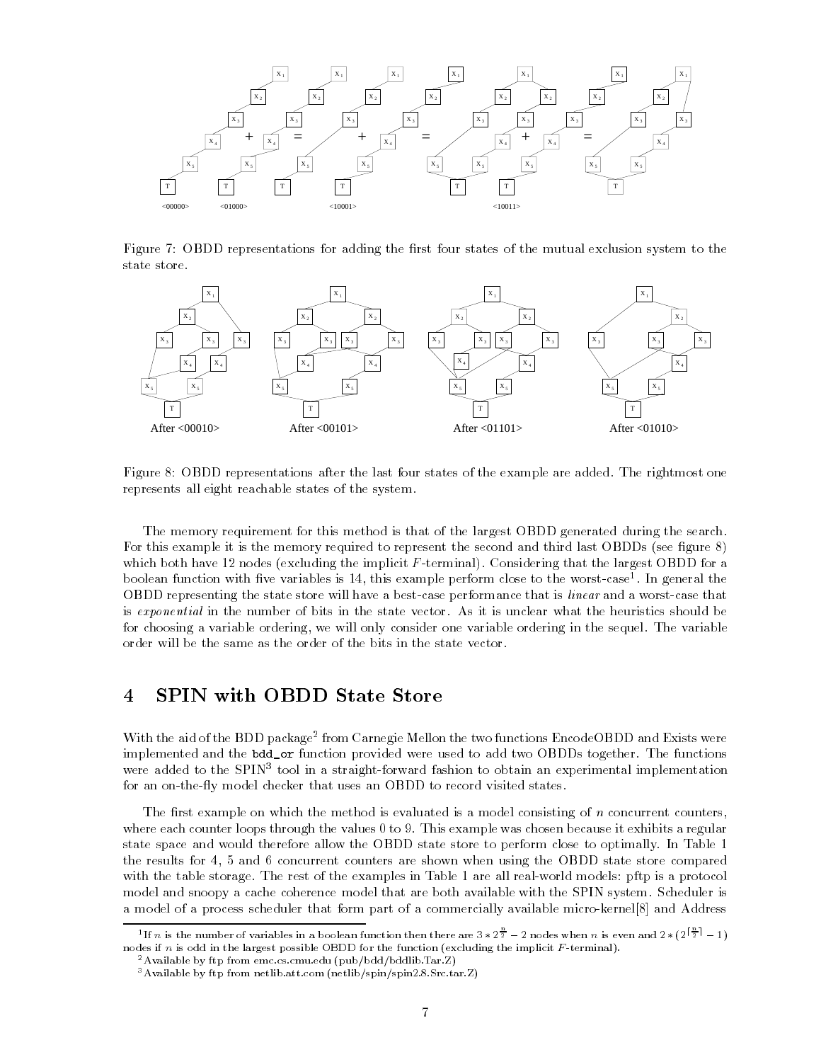Figure 7: OBDD representations for adding the first four states of the mutual exclusion system to the state store.

Figure 8: OBDD representations after the last four states of the example are added. The rightmost one represents all eight reachable states of the system.

The memory requirement for this method is that of the largest OBDD generated during the search. For this example it is the memory required to represent the second and third last OBDDs (see figure 8) which both have 12 nodes (excluding the implicit $F$-terminal). Considering that the largest OBDD for a boolean function with five variables is 14, this example perform close to the worst-case[1]. In general the OBDD representing the state store will have a best-case performance that is *linear* and a worst-case that is *exponential* in the number of bits in the state vector. As it is unclear what the heuristics should be for choosing a variable ordering, we will only consider one variable ordering in the sequel. The variable order will be the same as the order of the bits in the state vector.

# 4 SPIN with OBDD State Store

With the aid of the BDD package[2] from Carnegie Mellon the two functions EncodeOBDD and Exists were implemented and the `bdd_or` function provided were used to add two OBDDs together. The functions were added to the SPIN[3] tool in a straight-forward fashion to obtain an experimental implementation for an on-the-fly model checker that uses an OBDD to record visited states.

The first example on which the method is evaluated is a model consisting of $n$ concurrent counters, where each counter loops through the values 0 to 9. This example was chosen because it exhibits a regular state space and would therefore allow the OBDD state store to perform close to optimally. In Table 1 the results for 4, 5 and 6 concurrent counters are shown when using the OBDD state store compared with the table storage. The rest of the examples in Table 1 are all real-world models: pftp is a protocol model and snoopy a cache coherence model that are both available with the SPIN system. Scheduler is a model of a process scheduler that form part of a commercially available micro-kernel[8] and Address

[1] If $n$ is the number of variables in a boolean function then there are $3 * 2^{\frac{n}{2}} - 2$ nodes when $n$ is even and $2 * (2^{\lceil \frac{n}{2} \rceil} - 1)$ nodes if $n$ is odd in the largest possible OBDD for the function (excluding the implicit $F$-terminal).

[2] Available by ftp from emc.cs.cmu.edu (pub/bdd/bddlib.Tar.Z)

[3] Available by ftp from netlib.att.com (netlib/spin/spin2.8.Src.tar.Z)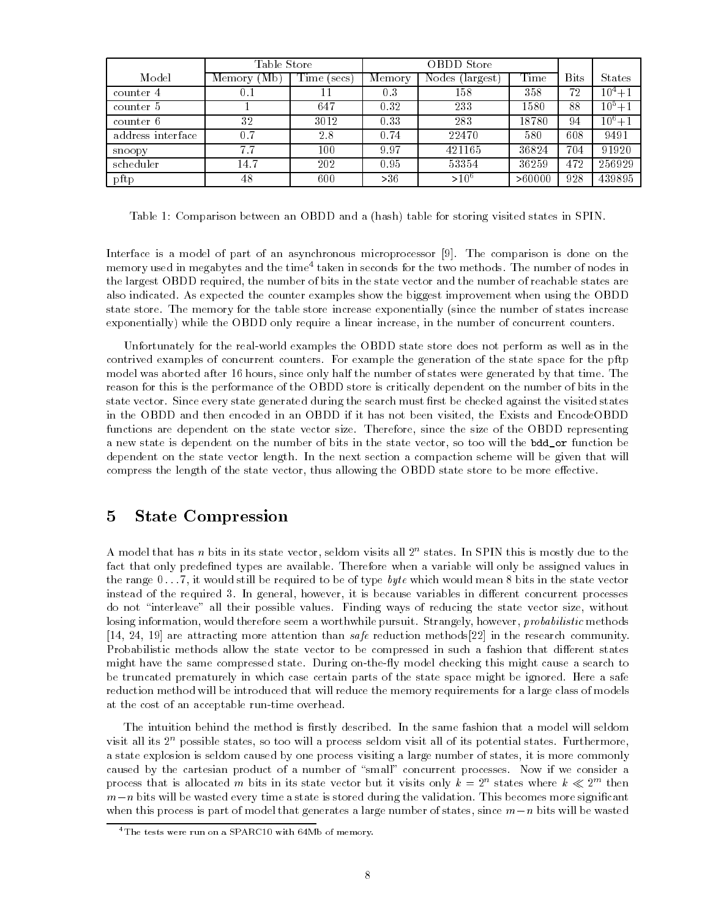| Model | Table Store | | OBDD Store | | | Bits | States |
|---|---|---|---|---|---|---|---|
| | Memory (Mb) | Time (secs) | Memory | Nodes (largest) | Time | | |
| counter 4 | 0.1 | 11 | 0.3 | 158 | 358 | 72 | $10^4$+1 |
| counter 5 | 1 | 647 | 0.32 | 233 | 1580 | 88 | $10^5$+1 |
| counter 6 | 32 | 3012 | 0.33 | 283 | 18780 | 94 | $10^6$+1 |
| address interface | 0.7 | 2.8 | 0.74 | 22470 | 580 | 608 | 9491 |
| snoopy | 7.7 | 100 | 9.97 | 421165 | 36824 | 704 | 91920 |
| scheduler | 14.7 | 202 | 0.95 | 53354 | 36259 | 472 | 256929 |
| pftp | 48 | 600 | >36 | >$10^6$ | >60000 | 928 | 439895 |

Table 1: Comparison between an OBDD and a (hash) table for storing visited states in SPIN.

Interface is a model of part of an asynchronous microprocessor [9]. The comparison is done on the memory used in megabytes and the time[4] taken in seconds for the two methods. The number of nodes in the largest OBDD required, the number of bits in the state vector and the number of reachable states are also indicated. As expected the counter examples show the biggest improvement when using the OBDD state store. The memory for the table store increase exponentially (since the number of states increase exponentially) while the OBDD only require a linear increase, in the number of concurrent counters.

Unfortunately for the real-world examples the OBDD state store does not perform as well as in the contrived examples of concurrent counters. For example the generation of the state space for the pftp model was aborted after 16 hours, since only half the number of states were generated by that time. The reason for this is the performance of the OBDD store is critically dependent on the number of bits in the state vector. Since every state generated during the search must first be checked against the visited states in the OBDD and then encoded in an OBDD if it has not been visited, the Exists and EncodeOBDD functions are dependent on the state vector size. Therefore, since the size of the OBDD representing a new state is dependent on the number of bits in the state vector, so too will the `bdd_or` function be dependent on the state vector length. In the next section a compaction scheme will be given that will compress the length of the state vector, thus allowing the OBDD state store to be more effective.

# 5 State Compression

A model that has $n$ bits in its state vector, seldom visits all $2^n$ states. In SPIN this is mostly due to the fact that only predefined types are available. Therefore when a variable will only be assigned values in the range $0 \ldots 7$, it would still be required to be of type *byte* which would mean 8 bits in the state vector instead of the required 3. In general, however, it is because variables in different concurrent processes do not "interleave" all their possible values. Finding ways of reducing the state vector size, without losing information, would therefore seem a worthwhile pursuit. Strangely, however, *probabilistic* methods [14, 24, 19] are attracting more attention than *safe* reduction methods[22] in the research community. Probabilistic methods allow the state vector to be compressed in such a fashion that different states might have the same compressed state. During on-the-fly model checking this might cause a search to be truncated prematurely in which case certain parts of the state space might be ignored. Here a safe reduction method will be introduced that will reduce the memory requirements for a large class of models at the cost of an acceptable run-time overhead.

The intuition behind the method is firstly described. In the same fashion that a model will seldom visit all its $2^n$ possible states, so too will a process seldom visit all of its potential states. Furthermore, a state explosion is seldom caused by one process visiting a large number of states, it is more commonly caused by the cartesian product of a number of "small" concurrent processes. Now if we consider a process that is allocated $m$ bits in its state vector but it visits only $k = 2^n$ states where $k \ll 2^m$ then $m-n$ bits will be wasted every time a state is stored during the validation. This becomes more significant when this process is part of model that generates a large number of states, since $m-n$ bits will be wasted

[4] The tests were run on a SPARC10 with 64Mb of memory.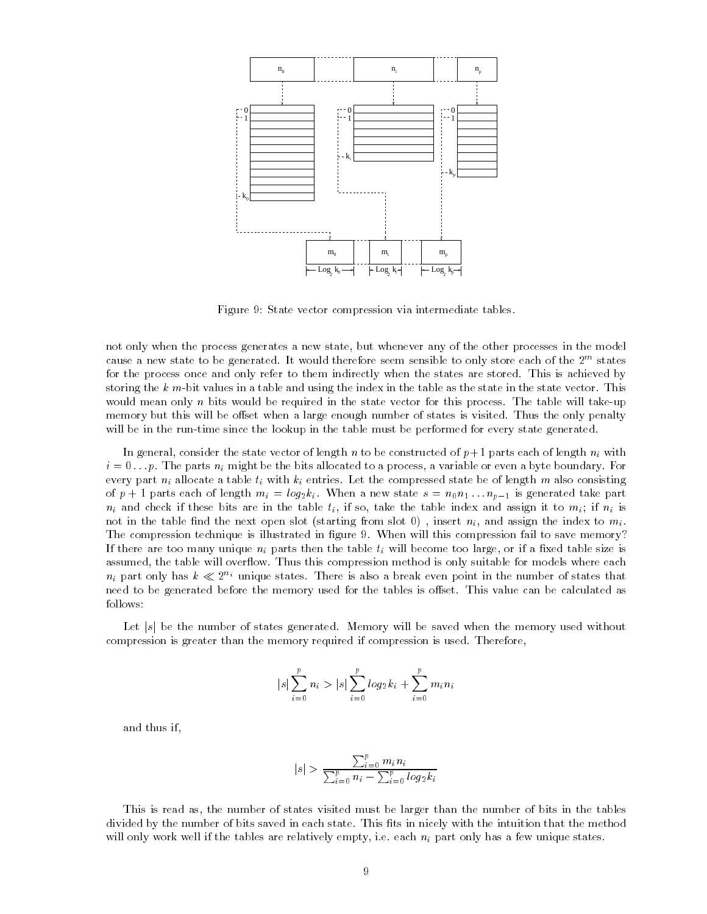Figure 9: State vector compression via intermediate tables.

not only when the process generates a new state, but whenever any of the other processes in the model cause a new state to be generated. It would therefore seem sensible to only store each of the $2^m$ states for the process once and only refer to them indirectly when the states are stored. This is achieved by storing the $k$ $m$-bit values in a table and using the index in the table as the state in the state vector. This would mean only $n$ bits would be required in the state vector for this process. The table will take-up memory but this will be offset when a large enough number of states is visited. Thus the only penalty will be in the run-time since the lookup in the table must be performed for every state generated.

In general, consider the state vector of length $n$ to be constructed of $p+1$ parts each of length $n_i$ with $i = 0 \ldots p$. The parts $n_i$ might be the bits allocated to a process, a variable or even a byte boundary. For every part $n_i$ allocate a table $t_i$ with $k_i$ entries. Let the compressed state be of length $m$ also consisting of $p+1$ parts each of length $m_i = log_2 k_i$. When a new state $s = n_0 n_1 \ldots n_{p-1}$ is generated take part $n_i$ and check if these bits are in the table $t_i$, if so, take the table index and assign it to $m_i$; if $n_i$ is not in the table find the next open slot (starting from slot 0) , insert $n_i$, and assign the index to $m_i$. The compression technique is illustrated in figure 9. When will this compression fail to save memory? If there are too many unique $n_i$ parts then the table $t_i$ will become too large, or if a fixed table size is assumed, the table will overflow. Thus this compression method is only suitable for models where each $n_i$ part only has $k \ll 2^{n_i}$ unique states. There is also a break even point in the number of states that need to be generated before the memory used for the tables is offset. This value can be calculated as follows:

Let $|s|$ be the number of states generated. Memory will be saved when the memory used without compression is greater than the memory required if compression is used. Therefore,

$$|s| \sum_{i=0}^{p} n_i > |s| \sum_{i=0}^{p} log_2 k_i + \sum_{i=0}^{p} m_i n_i$$

and thus if,

$$|s| > \frac{\sum_{i=0}^{p} m_i n_i}{\sum_{i=0}^{p} n_i - \sum_{i=0}^{p} log_2 k_i}$$

This is read as, the number of states visited must be larger than the number of bits in the tables divided by the number of bits saved in each state. This fits in nicely with the intuition that the method will only work well if the tables are relatively empty, i.e. each $n_i$ part only has a few unique states.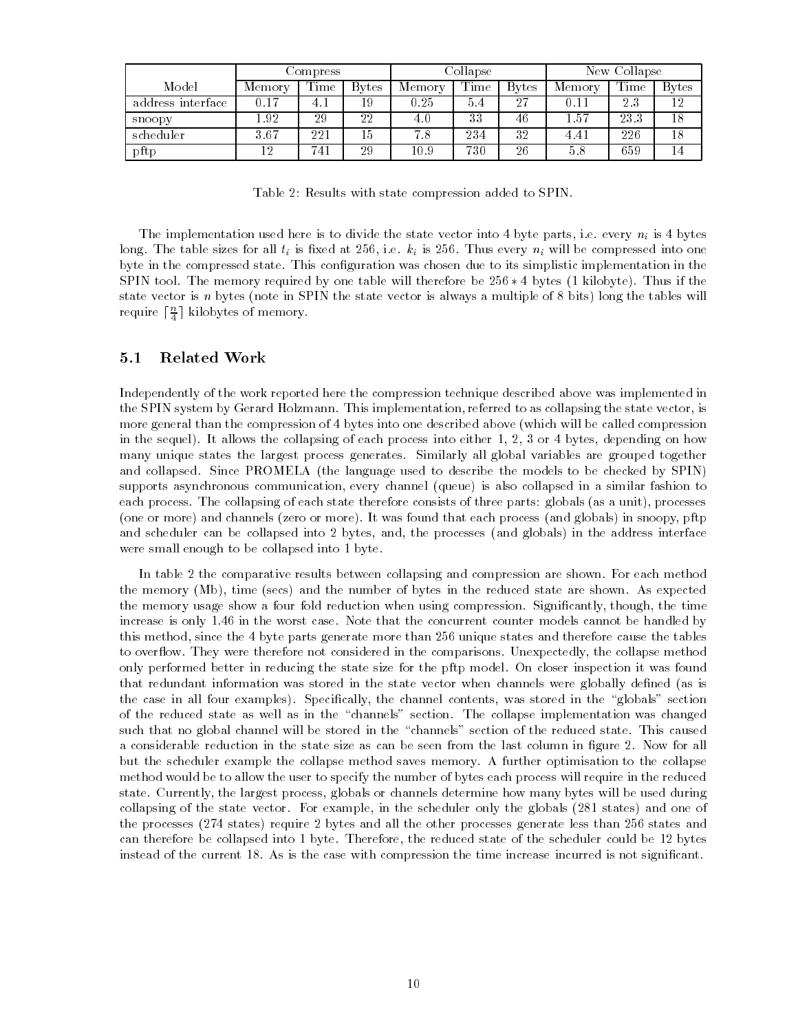| Model | Compress | | | Collapse | | | New Collapse | | |
|---|---|---|---|---|---|---|---|---|---|
| | Memory | Time | Bytes | Memory | Time | Bytes | Memory | Time | Bytes |
| address interface | 0.17 | 4.1 | 19 | 0.25 | 5.4 | 27 | 0.11 | 2.3 | 12 |
| snoopy | 1.92 | 29 | 22 | 4.0 | 33 | 46 | 1.57 | 23.3 | 18 |
| scheduler | 3.67 | 221 | 15 | 7.8 | 234 | 32 | 4.41 | 226 | 18 |
| pftp | 12 | 741 | 29 | 10.9 | 730 | 26 | 5.8 | 659 | 14 |

Table 2: Results with state compression added to SPIN.

The implementation used here is to divide the state vector into 4 byte parts, i.e. every $n_i$ is 4 bytes long. The table sizes for all $t_i$ is fixed at 256, i.e. $k_i$ is 256. Thus every $n_i$ will be compressed into one byte in the compressed state. This configuration was chosen due to its simplistic implementation in the SPIN tool. The memory required by one table will therefore be $256 * 4$ bytes (1 kilobyte). Thus if the state vector is $n$ bytes (note in SPIN the state vector is always a multiple of 8 bits) long the tables will require $\lceil \frac{n}{4} \rceil$ kilobytes of memory.

## 5.1 Related Work

Independently of the work reported here the compression technique described above was implemented in the SPIN system by Gerard Holzmann. This implementation, referred to as collapsing the state vector, is more general than the compression of 4 bytes into one described above (which will be called compression in the sequel). It allows the collapsing of each process into either 1, 2, 3 or 4 bytes, depending on how many unique states the largest process generates. Similarly all global variables are grouped together and collapsed. Since PROMELA (the language used to describe the models to be checked by SPIN) supports asynchronous communication, every channel (queue) is also collapsed in a similar fashion to each process. The collapsing of each state therefore consists of three parts: globals (as a unit), processes (one or more) and channels (zero or more). It was found that each process (and globals) in snoopy, pftp and scheduler can be collapsed into 2 bytes, and, the processes (and globals) in the address interface were small enough to be collapsed into 1 byte.

In table 2 the comparative results between collapsing and compression are shown. For each method the memory (Mb), time (secs) and the number of bytes in the reduced state are shown. As expected the memory usage show a four fold reduction when using compression. Significantly, though, the time increase is only 1.46 in the worst case. Note that the concurrent counter models cannot be handled by this method, since the 4 byte parts generate more than 256 unique states and therefore cause the tables to overflow. They were therefore not considered in the comparisons. Unexpectedly, the collapse method only performed better in reducing the state size for the pftp model. On closer inspection it was found that redundant information was stored in the state vector when channels were globally defined (as is the case in all four examples). Specifically, the channel contents, was stored in the "globals" section of the reduced state as well as in the "channels" section. The collapse implementation was changed such that no global channel will be stored in the "channels" section of the reduced state. This caused a considerable reduction in the state size as can be seen from the last column in figure 2. Now for all but the scheduler example the collapse method saves memory. A further optimisation to the collapse method would be to allow the user to specify the number of bytes each process will require in the reduced state. Currently, the largest process, globals or channels determine how many bytes will be used during collapsing of the state vector. For example, in the scheduler only the globals (281 states) and one of the processes (274 states) require 2 bytes and all the other processes generate less than 256 states and can therefore be collapsed into 1 byte. Therefore, the reduced state of the scheduler could be 12 bytes instead of the current 18. As is the case with compression the time increase incurred is not significant.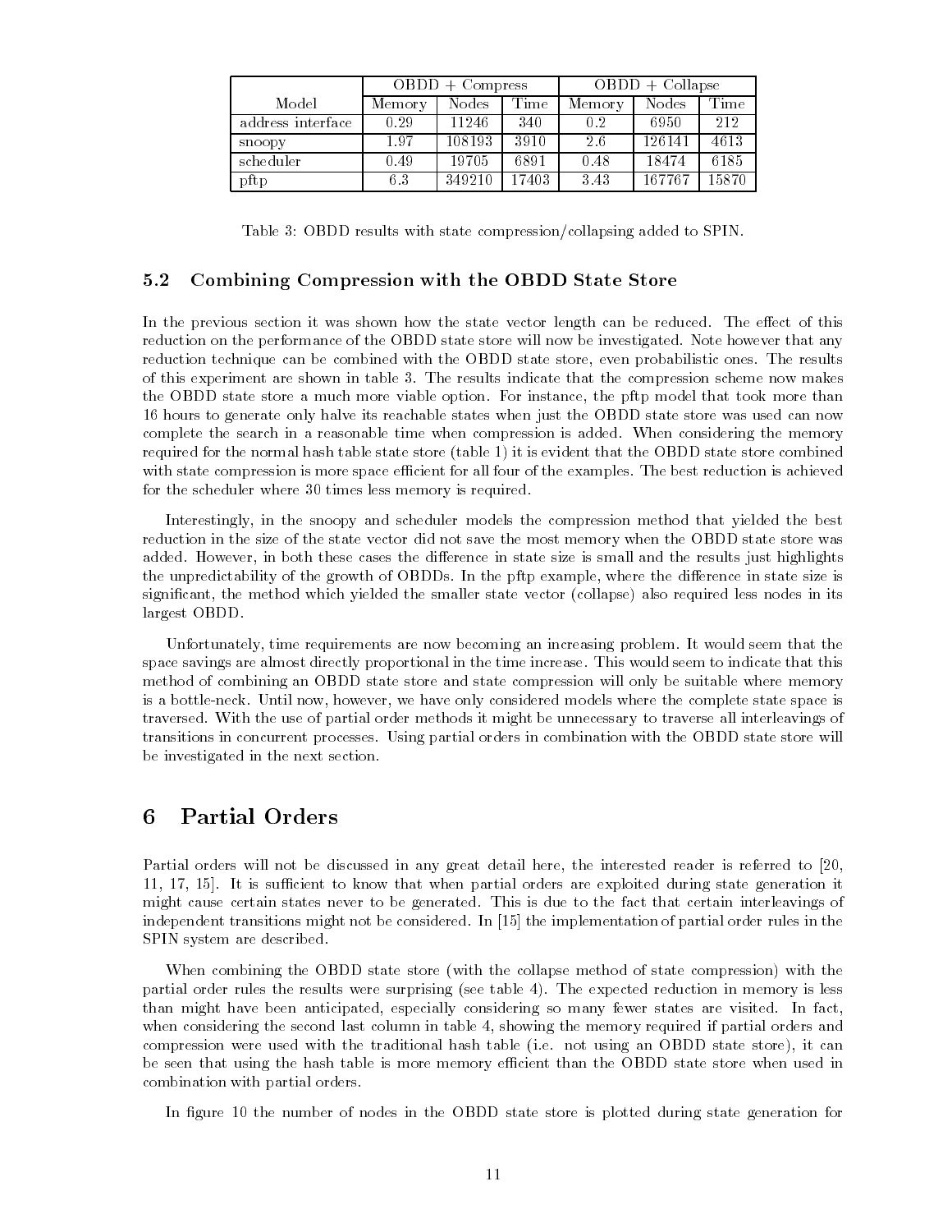| Model | OBDD + Compress | | | OBDD + Collapse | | |
|---|---|---|---|---|---|---|
| | Memory | Nodes | Time | Memory | Nodes | Time |
| address interface | 0.29 | 11246 | 340 | 0.2 | 6950 | 212 |
| snoopy | 1.97 | 108193 | 3910 | 2.6 | 126141 | 4613 |
| scheduler | 0.49 | 19705 | 6891 | 0.48 | 18474 | 6185 |
| pftp | 6.3 | 349210 | 17403 | 3.43 | 167767 | 15870 |

Table 3: OBDD results with state compression/collapsing added to SPIN.

### 5.2 Combining Compression with the OBDD State Store

In the previous section it was shown how the state vector length can be reduced. The effect of this reduction on the performance of the OBDD state store will now be investigated. Note however that any reduction technique can be combined with the OBDD state store, even probabilistic ones. The results of this experiment are shown in table 3. The results indicate that the compression scheme now makes the OBDD state store a much more viable option. For instance, the pftp model that took more than 16 hours to generate only halve its reachable states when just the OBDD state store was used can now complete the search in a reasonable time when compression is added. When considering the memory required for the normal hash table state store (table 1) it is evident that the OBDD state store combined with state compression is more space efficient for all four of the examples. The best reduction is achieved for the scheduler where 30 times less memory is required.

Interestingly, in the snoopy and scheduler models the compression method that yielded the best reduction in the size of the state vector did not save the most memory when the OBDD state store was added. However, in both these cases the difference in state size is small and the results just highlights the unpredictability of the growth of OBDDs. In the pftp example, where the difference in state size is significant, the method which yielded the smaller state vector (collapse) also required less nodes in its largest OBDD.

Unfortunately, time requirements are now becoming an increasing problem. It would seem that the space savings are almost directly proportional in the time increase. This would seem to indicate that this method of combining an OBDD state store and state compression will only be suitable where memory is a bottle-neck. Until now, however, we have only considered models where the complete state space is traversed. With the use of partial order methods it might be unnecessary to traverse all interleavings of transitions in concurrent processes. Using partial orders in combination with the OBDD state store will be investigated in the next section.

## 6 Partial Orders

Partial orders will not be discussed in any great detail here, the interested reader is referred to [20, 11, 17, 15]. It is sufficient to know that when partial orders are exploited during state generation it might cause certain states never to be generated. This is due to the fact that certain interleavings of independent transitions might not be considered. In [15] the implementation of partial order rules in the SPIN system are described.

When combining the OBDD state store (with the collapse method of state compression) with the partial order rules the results were surprising (see table 4). The expected reduction in memory is less than might have been anticipated, especially considering so many fewer states are visited. In fact, when considering the second last column in table 4, showing the memory required if partial orders and compression were used with the traditional hash table (i.e. not using an OBDD state store), it can be seen that using the hash table is more memory efficient than the OBDD state store when used in combination with partial orders.

In figure 10 the number of nodes in the OBDD state store is plotted during state generation for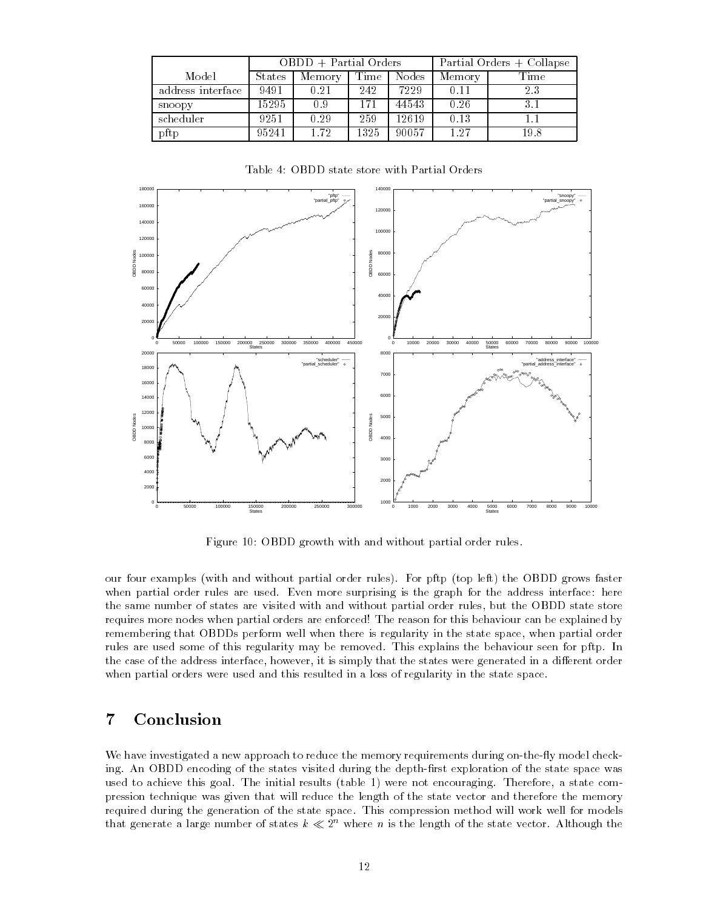| Model | OBDD + Partial Orders | | | | Partial Orders + Collapse | |
|---|---|---|---|---|---|---|
| | States | Memory | Time | Nodes | Memory | Time |
| address interface | 9491 | 0.21 | 242 | 7229 | 0.11 | 2.3 |
| snoopy | 15295 | 0.9 | 171 | 44543 | 0.26 | 3.1 |
| scheduler | 9251 | 0.29 | 259 | 12619 | 0.13 | 1.1 |
| pftp | 95241 | 1.72 | 1325 | 90057 | 1.27 | 19.8 |

Table 4: OBDD state store with Partial Orders

Figure 10: OBDD growth with and without partial order rules.

our four examples (with and without partial order rules). For pftp (top left) the OBDD grows faster when partial order rules are used. Even more surprising is the graph for the address interface: here the same number of states are visited with and without partial order rules, but the OBDD state store requires more nodes when partial orders are enforced! The reason for this behaviour can be explained by remembering that OBDDs perform well when there is regularity in the state space, when partial order rules are used some of this regularity may be removed. This explains the behaviour seen for pftp. In the case of the address interface, however, it is simply that the states were generated in a different order when partial orders were used and this resulted in a loss of regularity in the state space.

# 7 Conclusion

We have investigated a new approach to reduce the memory requirements during on-the-fly model checking. An OBDD encoding of the states visited during the depth-first exploration of the state space was used to achieve this goal. The initial results (table 1) were not encouraging. Therefore, a state compression technique was given that will reduce the length of the state vector and therefore the memory required during the generation of the state space. This compression method will work well for models that generate a large number of states $k \ll 2^n$ where $n$ is the length of the state vector. Although the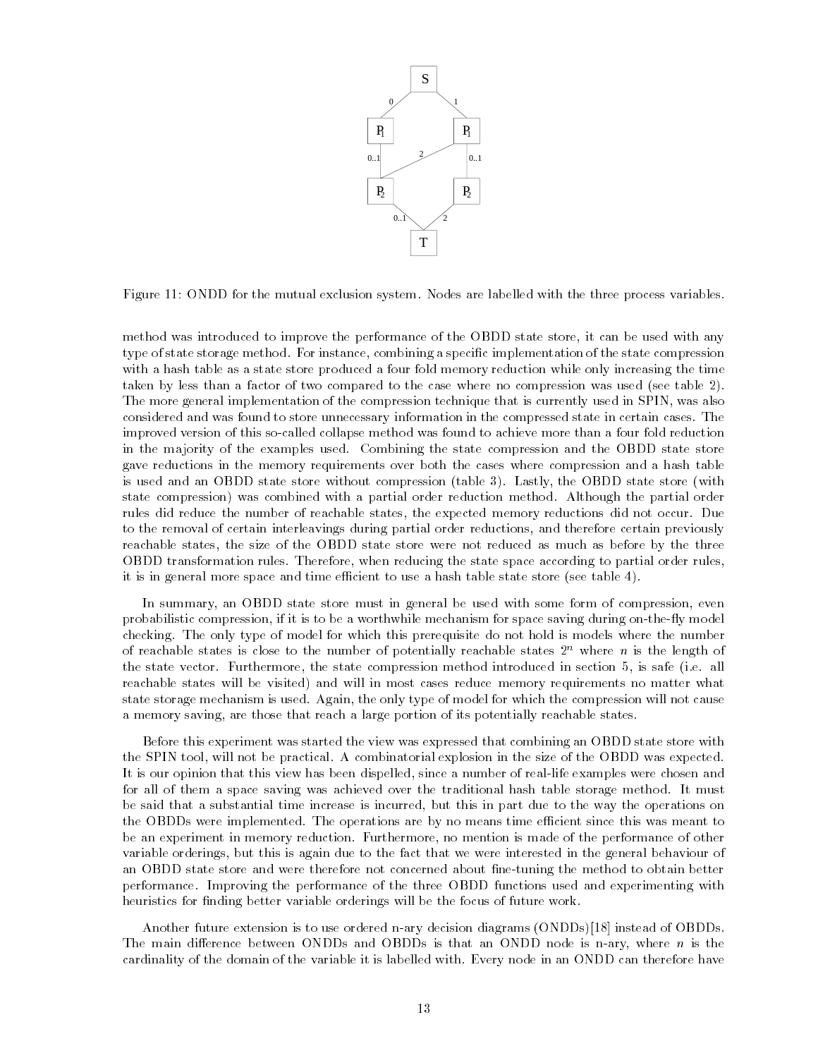Figure 11: ONDD for the mutual exclusion system. Nodes are labelled with the three process variables.

method was introduced to improve the performance of the OBDD state store, it can be used with any type of state storage method. For instance, combining a specific implementation of the state compression with a hash table as a state store produced a four fold memory reduction while only increasing the time taken by less than a factor of two compared to the case where no compression was used (see table 2). The more general implementation of the compression technique that is currently used in SPIN, was also considered and was found to store unnecessary information in the compressed state in certain cases. The improved version of this so-called collapse method was found to achieve more than a four fold reduction in the majority of the examples used. Combining the state compression and the OBDD state store gave reductions in the memory requirements over both the cases where compression and a hash table is used and an OBDD state store without compression (table 3). Lastly, the OBDD state store (with state compression) was combined with a partial order reduction method. Although the partial order rules did reduce the number of reachable states, the expected memory reductions did not occur. Due to the removal of certain interleavings during partial order reductions, and therefore certain previously reachable states, the size of the OBDD state store were not reduced as much as before by the three OBDD transformation rules. Therefore, when reducing the state space according to partial order rules, it is in general more space and time efficient to use a hash table state store (see table 4).

In summary, an OBDD state store must in general be used with some form of compression, even probabilistic compression, if it is to be a worthwhile mechanism for space saving during on-the-fly model checking. The only type of model for which this prerequisite do not hold is models where the number of reachable states is close to the number of potentially reachable states $2^n$ where $n$ is the length of the state vector. Furthermore, the state compression method introduced in section 5, is safe (i.e. all reachable states will be visited) and will in most cases reduce memory requirements no matter what state storage mechanism is used. Again, the only type of model for which the compression will not cause a memory saving, are those that reach a large portion of its potentially reachable states.

Before this experiment was started the view was expressed that combining an OBDD state store with the SPIN tool, will not be practical. A combinatorial explosion in the size of the OBDD was expected. It is our opinion that this view has been dispelled, since a number of real-life examples were chosen and for all of them a space saving was achieved over the traditional hash table storage method. It must be said that a substantial time increase is incurred, but this in part due to the way the operations on the OBDDs were implemented. The operations are by no means time efficient since this was meant to be an experiment in memory reduction. Furthermore, no mention is made of the performance of other variable orderings, but this is again due to the fact that we were interested in the general behaviour of an OBDD state store and were therefore not concerned about fine-tuning the method to obtain better performance. Improving the performance of the three OBDD functions used and experimenting with heuristics for finding better variable orderings will be the focus of future work.

Another future extension is to use ordered n-ary decision diagrams (ONDDs)[18] instead of OBDDs. The main difference between ONDDs and OBDDs is that an ONDD node is n-ary, where $n$ is the cardinality of the domain of the variable it is labelled with. Every node in an ONDD can therefore have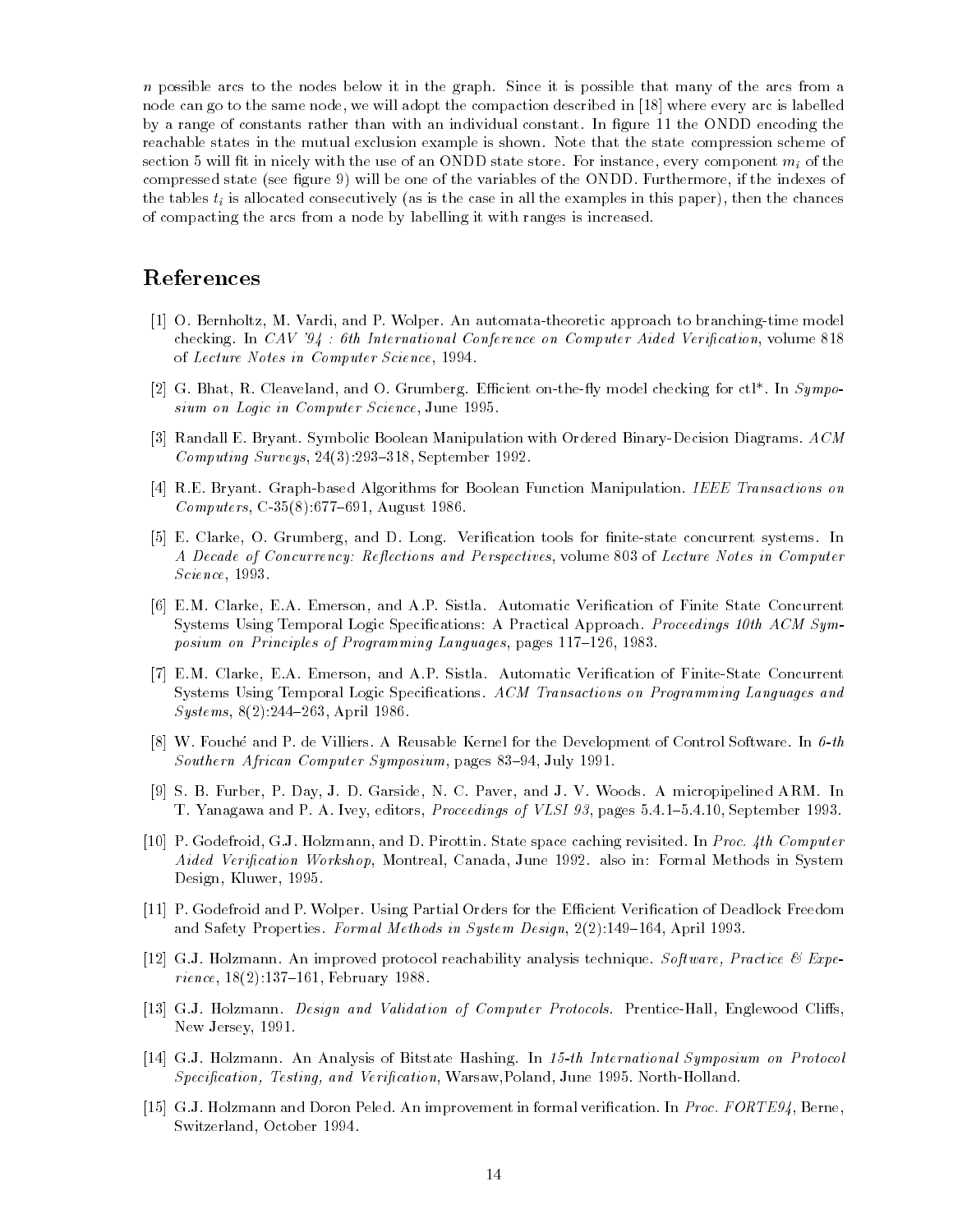$n$ possible arcs to the nodes below it in the graph. Since it is possible that many of the arcs from a node can go to the same node, we will adopt the compaction described in [18] where every arc is labelled by a range of constants rather than with an individual constant. In figure 11 the ONDD encoding the reachable states in the mutual exclusion example is shown. Note that the state compression scheme of section 5 will fit in nicely with the use of an ONDD state store. For instance, every component $m_i$ of the compressed state (see figure 9) will be one of the variables of the ONDD. Furthermore, if the indexes of the tables $t_i$ is allocated consecutively (as is the case in all the examples in this paper), then the chances of compacting the arcs from a node by labelling it with ranges is increased.

# References

[1] O. Bernholtz, M. Vardi, and P. Wolper. An automata-theoretic approach to branching-time model checking. In *CAV '94 : 6th International Conference on Computer Aided Verification*, volume 818 of *Lecture Notes in Computer Science*, 1994.

[2] G. Bhat, R. Cleaveland, and O. Grumberg. Efficient on-the-fly model checking for ctl*. In *Symposium on Logic in Computer Science*, June 1995.

[3] Randall E. Bryant. Symbolic Boolean Manipulation with Ordered Binary-Decision Diagrams. *ACM Computing Surveys*, 24(3):293–318, September 1992.

[4] R.E. Bryant. Graph-based Algorithms for Boolean Function Manipulation. *IEEE Transactions on Computers*, C-35(8):677–691, August 1986.

[5] E. Clarke, O. Grumberg, and D. Long. Verification tools for finite-state concurrent systems. In *A Decade of Concurrency: Reflections and Perspectives*, volume 803 of *Lecture Notes in Computer Science*, 1993.

[6] E.M. Clarke, E.A. Emerson, and A.P. Sistla. Automatic Verification of Finite State Concurrent Systems Using Temporal Logic Specifications: A Practical Approach. *Proceedings 10th ACM Symposium on Principles of Programming Languages*, pages 117–126, 1983.

[7] E.M. Clarke, E.A. Emerson, and A.P. Sistla. Automatic Verification of Finite-State Concurrent Systems Using Temporal Logic Specifications. *ACM Transactions on Programming Languages and Systems*, 8(2):244–263, April 1986.

[8] W. Fouché and P. de Villiers. A Reusable Kernel for the Development of Control Software. In *6-th Southern African Computer Symposium*, pages 83–94, July 1991.

[9] S. B. Furber, P. Day, J. D. Garside, N. C. Paver, and J. V. Woods. A micropipelined ARM. In T. Yanagawa and P. A. Ivey, editors, *Proceedings of VLSI 93*, pages 5.4.1–5.4.10, September 1993.

[10] P. Godefroid, G.J. Holzmann, and D. Pirottin. State space caching revisited. In *Proc. 4th Computer Aided Verification Workshop*, Montreal, Canada, June 1992. also in: Formal Methods in System Design, Kluwer, 1995.

[11] P. Godefroid and P. Wolper. Using Partial Orders for the Efficient Verification of Deadlock Freedom and Safety Properties. *Formal Methods in System Design*, 2(2):149–164, April 1993.

[12] G.J. Holzmann. An improved protocol reachability analysis technique. *Software, Practice & Experience*, 18(2):137–161, February 1988.

[13] G.J. Holzmann. *Design and Validation of Computer Protocols*. Prentice-Hall, Englewood Cliffs, New Jersey, 1991.

[14] G.J. Holzmann. An Analysis of Bitstate Hashing. In *15-th International Symposium on Protocol Specification, Testing, and Verification*, Warsaw,Poland, June 1995. North-Holland.

[15] G.J. Holzmann and Doron Peled. An improvement in formal verification. In *Proc. FORTE94*, Berne, Switzerland, October 1994.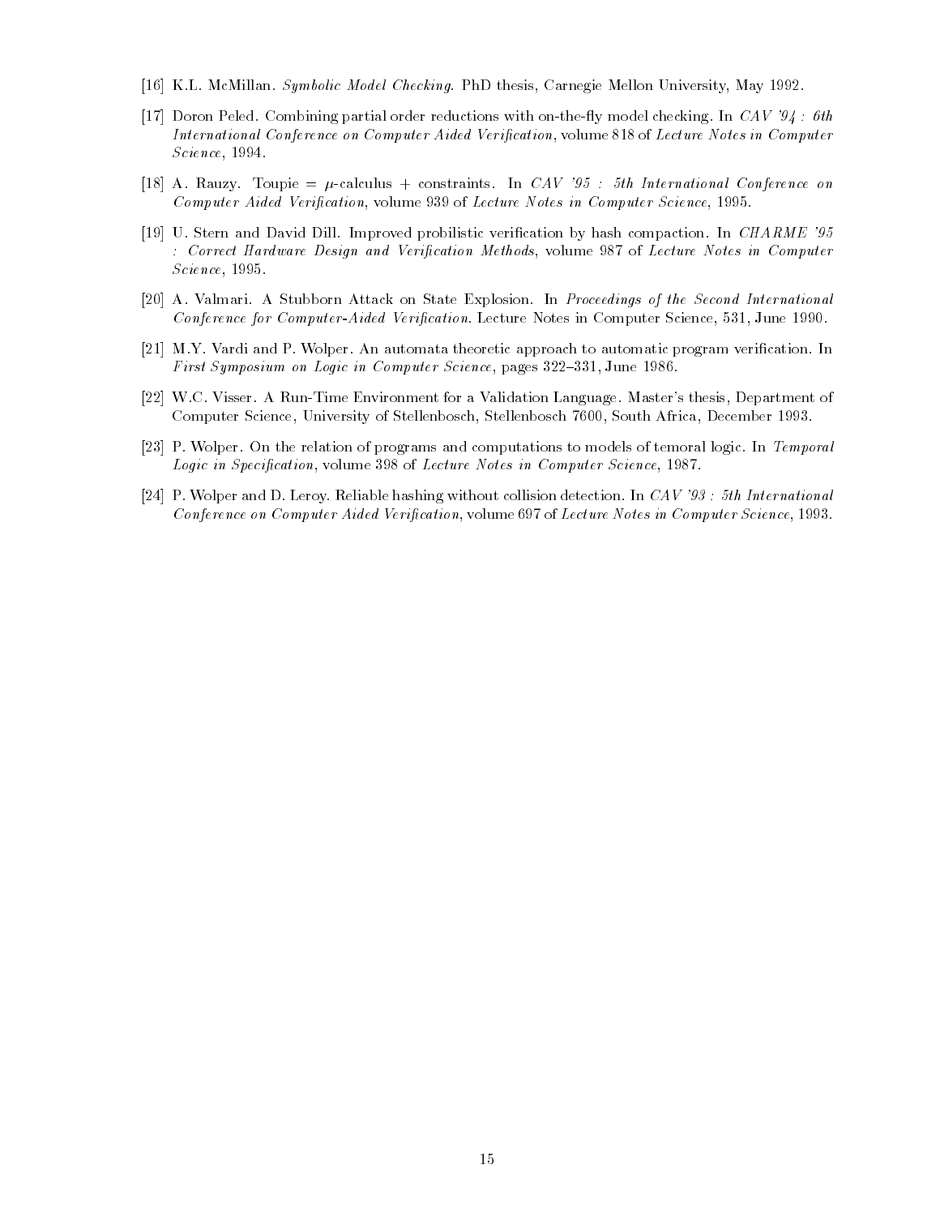[16] K.L. McMillan. *Symbolic Model Checking*. PhD thesis, Carnegie Mellon University, May 1992.

[17] Doron Peled. Combining partial order reductions with on-the-fly model checking. In *CAV '94 : 6th International Conference on Computer Aided Verification*, volume 818 of *Lecture Notes in Computer Science*, 1994.

[18] A. Rauzy. Toupie = $\mu$-calculus + constraints. In *CAV '95 : 5th International Conference on Computer Aided Verification*, volume 939 of *Lecture Notes in Computer Science*, 1995.

[19] U. Stern and David Dill. Improved probilistic verification by hash compaction. In *CHARME '95 : Correct Hardware Design and Verification Methods*, volume 987 of *Lecture Notes in Computer Science*, 1995.

[20] A. Valmari. A Stubborn Attack on State Explosion. In *Proceedings of the Second International Conference for Computer-Aided Verification*. Lecture Notes in Computer Science, 531, June 1990.

[21] M.Y. Vardi and P. Wolper. An automata theoretic approach to automatic program verification. In *First Symposium on Logic in Computer Science*, pages 322–331, June 1986.

[22] W.C. Visser. A Run-Time Environment for a Validation Language. Master's thesis, Department of Computer Science, University of Stellenbosch, Stellenbosch 7600, South Africa, December 1993.

[23] P. Wolper. On the relation of programs and computations to models of temoral logic. In *Temporal Logic in Specification*, volume 398 of *Lecture Notes in Computer Science*, 1987.

[24] P. Wolper and D. Leroy. Reliable hashing without collision detection. In *CAV '93 : 5th International Conference on Computer Aided Verification*, volume 697 of *Lecture Notes in Computer Science*, 1993.